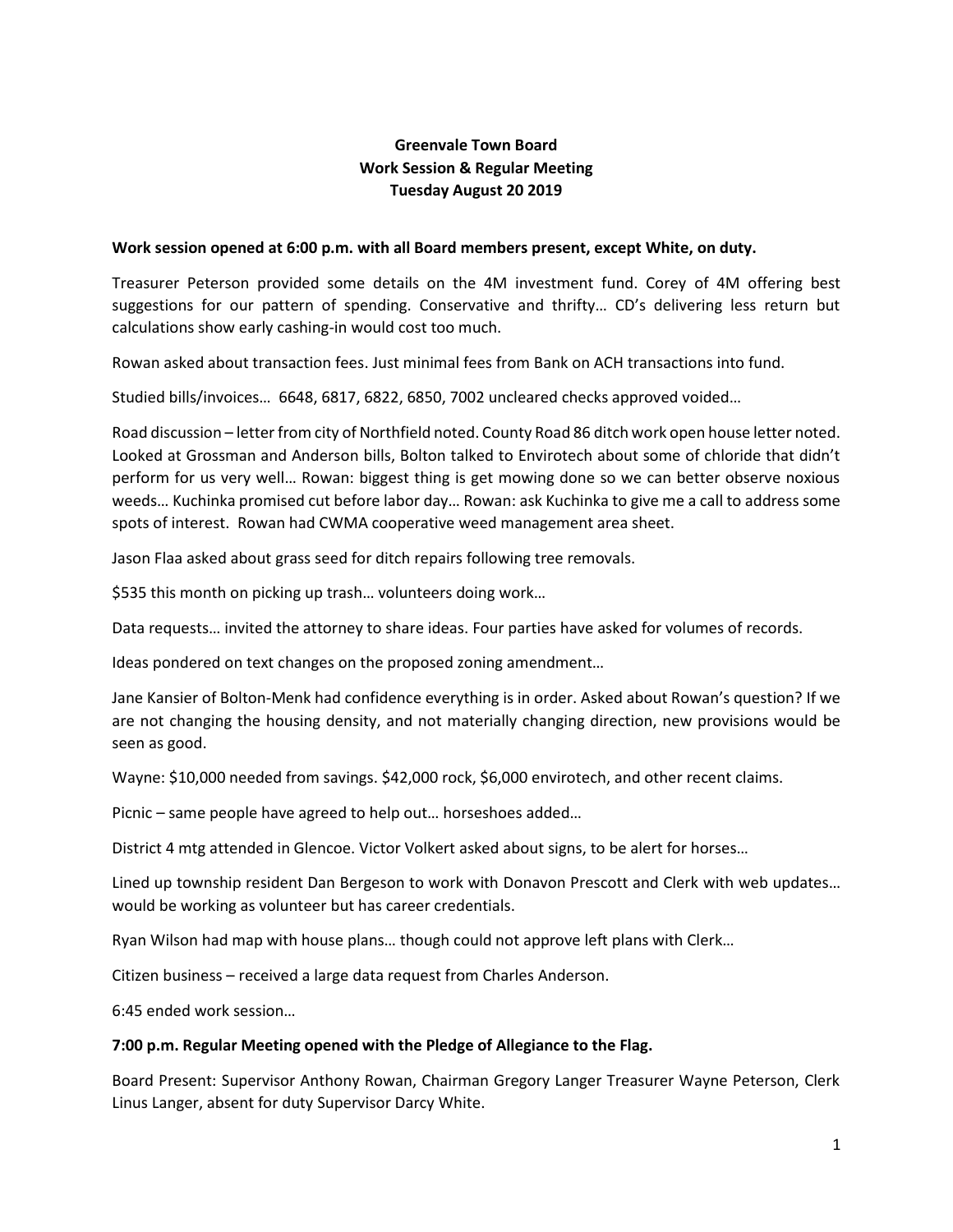**Greenvale Town Board**
**Work Session & Regular Meeting**
**Tuesday August 20 2019**

**Work session opened at 6:00 p.m. with all Board members present, except White, on duty.**

Treasurer Peterson provided some details on the 4M investment fund. Corey of 4M offering best suggestions for our pattern of spending. Conservative and thrifty… CD's delivering less return but calculations show early cashing-in would cost too much.

Rowan asked about transaction fees. Just minimal fees from Bank on ACH transactions into fund.

Studied bills/invoices… 6648, 6817, 6822, 6850, 7002 uncleared checks approved voided…

Road discussion – letter from city of Northfield noted. County Road 86 ditch work open house letter noted. Looked at Grossman and Anderson bills, Bolton talked to Envirotech about some of chloride that didn't perform for us very well… Rowan: biggest thing is get mowing done so we can better observe noxious weeds… Kuchinka promised cut before labor day… Rowan: ask Kuchinka to give me a call to address some spots of interest. Rowan had CWMA cooperative weed management area sheet.

Jason Flaa asked about grass seed for ditch repairs following tree removals.

$535 this month on picking up trash… volunteers doing work…

Data requests… invited the attorney to share ideas. Four parties have asked for volumes of records.

Ideas pondered on text changes on the proposed zoning amendment…

Jane Kansier of Bolton-Menk had confidence everything is in order. Asked about Rowan's question? If we are not changing the housing density, and not materially changing direction, new provisions would be seen as good.

Wayne: $10,000 needed from savings. $42,000 rock, $6,000 envirotech, and other recent claims.

Picnic – same people have agreed to help out… horseshoes added…

District 4 mtg attended in Glencoe. Victor Volkert asked about signs, to be alert for horses…

Lined up township resident Dan Bergeson to work with Donavon Prescott and Clerk with web updates… would be working as volunteer but has career credentials.

Ryan Wilson had map with house plans… though could not approve left plans with Clerk…

Citizen business – received a large data request from Charles Anderson.

6:45 ended work session…

**7:00 p.m. Regular Meeting opened with the Pledge of Allegiance to the Flag.**

Board Present: Supervisor Anthony Rowan, Chairman Gregory Langer Treasurer Wayne Peterson, Clerk Linus Langer, absent for duty Supervisor Darcy White.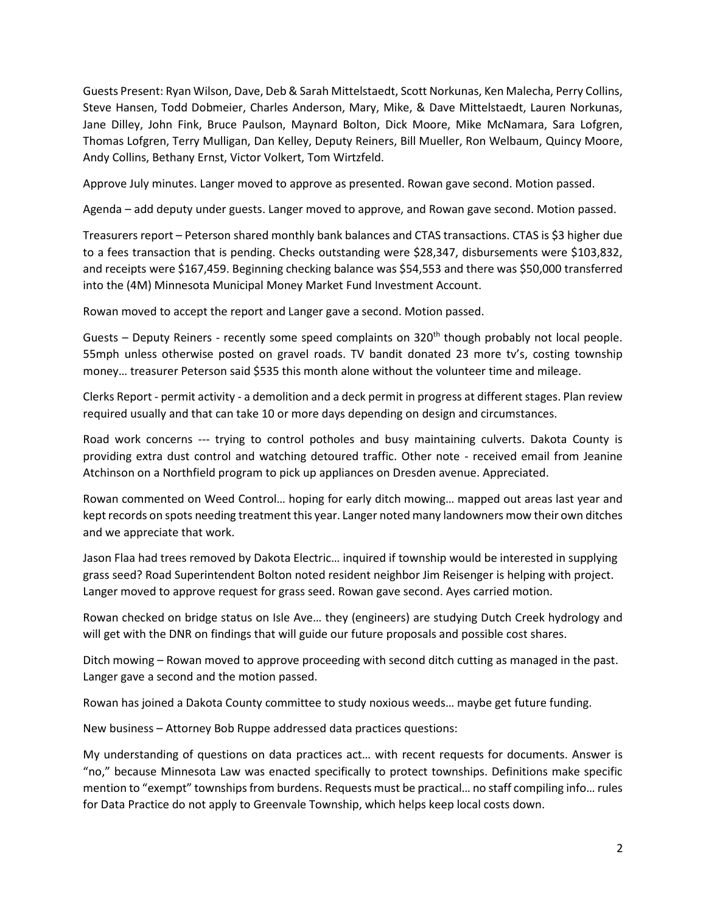Guests Present: Ryan Wilson, Dave, Deb & Sarah Mittelstaedt, Scott Norkunas, Ken Malecha, Perry Collins, Steve Hansen, Todd Dobmeier, Charles Anderson, Mary, Mike, & Dave Mittelstaedt, Lauren Norkunas, Jane Dilley, John Fink, Bruce Paulson, Maynard Bolton, Dick Moore, Mike McNamara, Sara Lofgren, Thomas Lofgren, Terry Mulligan, Dan Kelley, Deputy Reiners, Bill Mueller, Ron Welbaum, Quincy Moore, Andy Collins, Bethany Ernst, Victor Volkert, Tom Wirtzfeld.

Approve July minutes. Langer moved to approve as presented. Rowan gave second. Motion passed.

Agenda – add deputy under guests. Langer moved to approve, and Rowan gave second. Motion passed.

Treasurers report – Peterson shared monthly bank balances and CTAS transactions. CTAS is $3 higher due to a fees transaction that is pending. Checks outstanding were $28,347, disbursements were $103,832, and receipts were $167,459. Beginning checking balance was $54,553 and there was $50,000 transferred into the (4M) Minnesota Municipal Money Market Fund Investment Account.

Rowan moved to accept the report and Langer gave a second. Motion passed.

Guests – Deputy Reiners - recently some speed complaints on 320th though probably not local people. 55mph unless otherwise posted on gravel roads. TV bandit donated 23 more tv's, costing township money… treasurer Peterson said $535 this month alone without the volunteer time and mileage.

Clerks Report - permit activity - a demolition and a deck permit in progress at different stages. Plan review required usually and that can take 10 or more days depending on design and circumstances.

Road work concerns --- trying to control potholes and busy maintaining culverts. Dakota County is providing extra dust control and watching detoured traffic. Other note - received email from Jeanine Atchinson on a Northfield program to pick up appliances on Dresden avenue. Appreciated.

Rowan commented on Weed Control… hoping for early ditch mowing… mapped out areas last year and kept records on spots needing treatment this year. Langer noted many landowners mow their own ditches and we appreciate that work.

Jason Flaa had trees removed by Dakota Electric… inquired if township would be interested in supplying grass seed? Road Superintendent Bolton noted resident neighbor Jim Reisenger is helping with project. Langer moved to approve request for grass seed. Rowan gave second. Ayes carried motion.

Rowan checked on bridge status on Isle Ave… they (engineers) are studying Dutch Creek hydrology and will get with the DNR on findings that will guide our future proposals and possible cost shares.

Ditch mowing – Rowan moved to approve proceeding with second ditch cutting as managed in the past. Langer gave a second and the motion passed.

Rowan has joined a Dakota County committee to study noxious weeds… maybe get future funding.

New business – Attorney Bob Ruppe addressed data practices questions:

My understanding of questions on data practices act… with recent requests for documents. Answer is "no," because Minnesota Law was enacted specifically to protect townships. Definitions make specific mention to "exempt" townships from burdens. Requests must be practical… no staff compiling info… rules for Data Practice do not apply to Greenvale Township, which helps keep local costs down.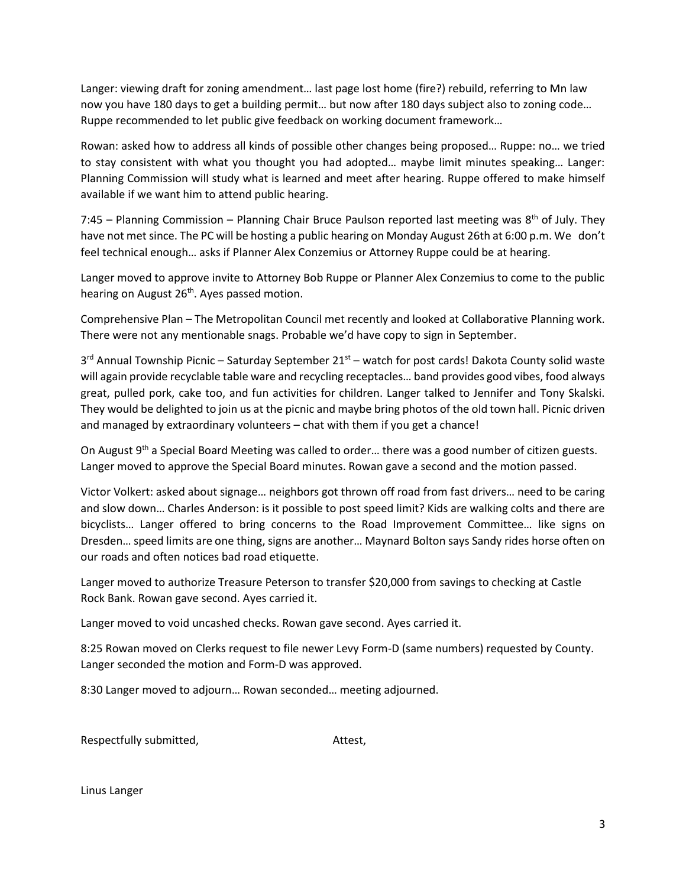Langer: viewing draft for zoning amendment… last page lost home (fire?) rebuild, referring to Mn law now you have 180 days to get a building permit… but now after 180 days subject also to zoning code… Ruppe recommended to let public give feedback on working document framework…

Rowan: asked how to address all kinds of possible other changes being proposed… Ruppe: no… we tried to stay consistent with what you thought you had adopted… maybe limit minutes speaking… Langer: Planning Commission will study what is learned and meet after hearing. Ruppe offered to make himself available if we want him to attend public hearing.

7:45 – Planning Commission – Planning Chair Bruce Paulson reported last meeting was 8th of July. They have not met since. The PC will be hosting a public hearing on Monday August 26th at 6:00 p.m. We don't feel technical enough… asks if Planner Alex Conzemius or Attorney Ruppe could be at hearing.

Langer moved to approve invite to Attorney Bob Ruppe or Planner Alex Conzemius to come to the public hearing on August 26th. Ayes passed motion.

Comprehensive Plan – The Metropolitan Council met recently and looked at Collaborative Planning work. There were not any mentionable snags. Probable we'd have copy to sign in September.

3rd Annual Township Picnic – Saturday September 21st – watch for post cards! Dakota County solid waste will again provide recyclable table ware and recycling receptacles… band provides good vibes, food always great, pulled pork, cake too, and fun activities for children. Langer talked to Jennifer and Tony Skalski. They would be delighted to join us at the picnic and maybe bring photos of the old town hall. Picnic driven and managed by extraordinary volunteers – chat with them if you get a chance!

On August 9th a Special Board Meeting was called to order… there was a good number of citizen guests. Langer moved to approve the Special Board minutes. Rowan gave a second and the motion passed.

Victor Volkert: asked about signage… neighbors got thrown off road from fast drivers… need to be caring and slow down… Charles Anderson: is it possible to post speed limit? Kids are walking colts and there are bicyclists… Langer offered to bring concerns to the Road Improvement Committee… like signs on Dresden… speed limits are one thing, signs are another… Maynard Bolton says Sandy rides horse often on our roads and often notices bad road etiquette.

Langer moved to authorize Treasure Peterson to transfer $20,000 from savings to checking at Castle Rock Bank. Rowan gave second. Ayes carried it.

Langer moved to void uncashed checks. Rowan gave second. Ayes carried it.

8:25 Rowan moved on Clerks request to file newer Levy Form-D (same numbers) requested by County. Langer seconded the motion and Form-D was approved.

8:30 Langer moved to adjourn… Rowan seconded… meeting adjourned.

Respectfully submitted,                                        Attest,

Linus Langer